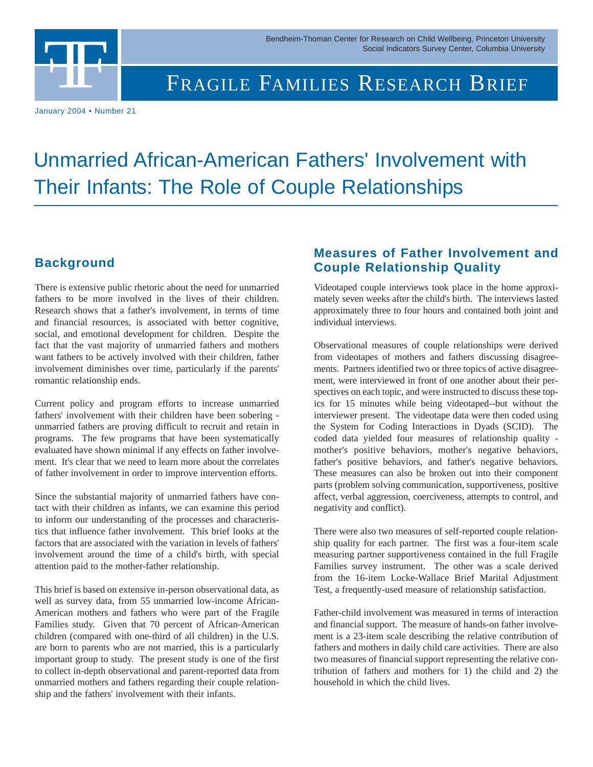Bendheim-Thoman Center for Research on Child Wellbeing, Princeton University
Social Indicators Survey Center, Columbia University

# Fragile Families Research Brief

January 2004 • Number 21

# Unmarried African-American Fathers' Involvement with Their Infants: The Role of Couple Relationships

## Background

There is extensive public rhetoric about the need for unmarried fathers to be more involved in the lives of their children. Research shows that a father's involvement, in terms of time and financial resources, is associated with better cognitive, social, and emotional development for children. Despite the fact that the vast majority of unmarried fathers and mothers want fathers to be actively involved with their children, father involvement diminishes over time, particularly if the parents' romantic relationship ends.

Current policy and program efforts to increase unmarried fathers' involvement with their children have been sobering - unmarried fathers are proving difficult to recruit and retain in programs. The few programs that have been systematically evaluated have shown minimal if any effects on father involvement. It's clear that we need to learn more about the correlates of father involvement in order to improve intervention efforts.

Since the substantial majority of unmarried fathers have contact with their children as infants, we can examine this period to inform our understanding of the processes and characteristics that influence father involvement. This brief looks at the factors that are associated with the variation in levels of fathers' involvement around the time of a child's birth, with special attention paid to the mother-father relationship.

This brief is based on extensive in-person observational data, as well as survey data, from 55 unmarried low-income African-American mothers and fathers who were part of the Fragile Families study. Given that 70 percent of African-American children (compared with one-third of all children) in the U.S. are born to parents who are not married, this is a particularly important group to study. The present study is one of the first to collect in-depth observational and parent-reported data from unmarried mothers and fathers regarding their couple relationship and the fathers' involvement with their infants.

## Measures of Father Involvement and Couple Relationship Quality

Videotaped couple interviews took place in the home approximately seven weeks after the child's birth. The interviews lasted approximately three to four hours and contained both joint and individual interviews.

Observational measures of couple relationships were derived from videotapes of mothers and fathers discussing disagreements. Partners identified two or three topics of active disagreement, were interviewed in front of one another about their perspectives on each topic, and were instructed to discuss these topics for 15 minutes while being videotaped--but without the interviewer present. The videotape data were then coded using the System for Coding Interactions in Dyads (SCID). The coded data yielded four measures of relationship quality - mother's positive behaviors, mother's negative behaviors, father's positive behaviors, and father's negative behaviors. These measures can also be broken out into their component parts (problem solving communication, supportiveness, positive affect, verbal aggression, coerciveness, attempts to control, and negativity and conflict).

There were also two measures of self-reported couple relationship quality for each partner. The first was a four-item scale measuring partner supportiveness contained in the full Fragile Families survey instrument. The other was a scale derived from the 16-item Locke-Wallace Brief Marital Adjustment Test, a frequently-used measure of relationship satisfaction.

Father-child involvement was measured in terms of interaction and financial support. The measure of hands-on father involvement is a 23-item scale describing the relative contribution of fathers and mothers in daily child care activities. There are also two measures of financial support representing the relative contribution of fathers and mothers for 1) the child and 2) the household in which the child lives.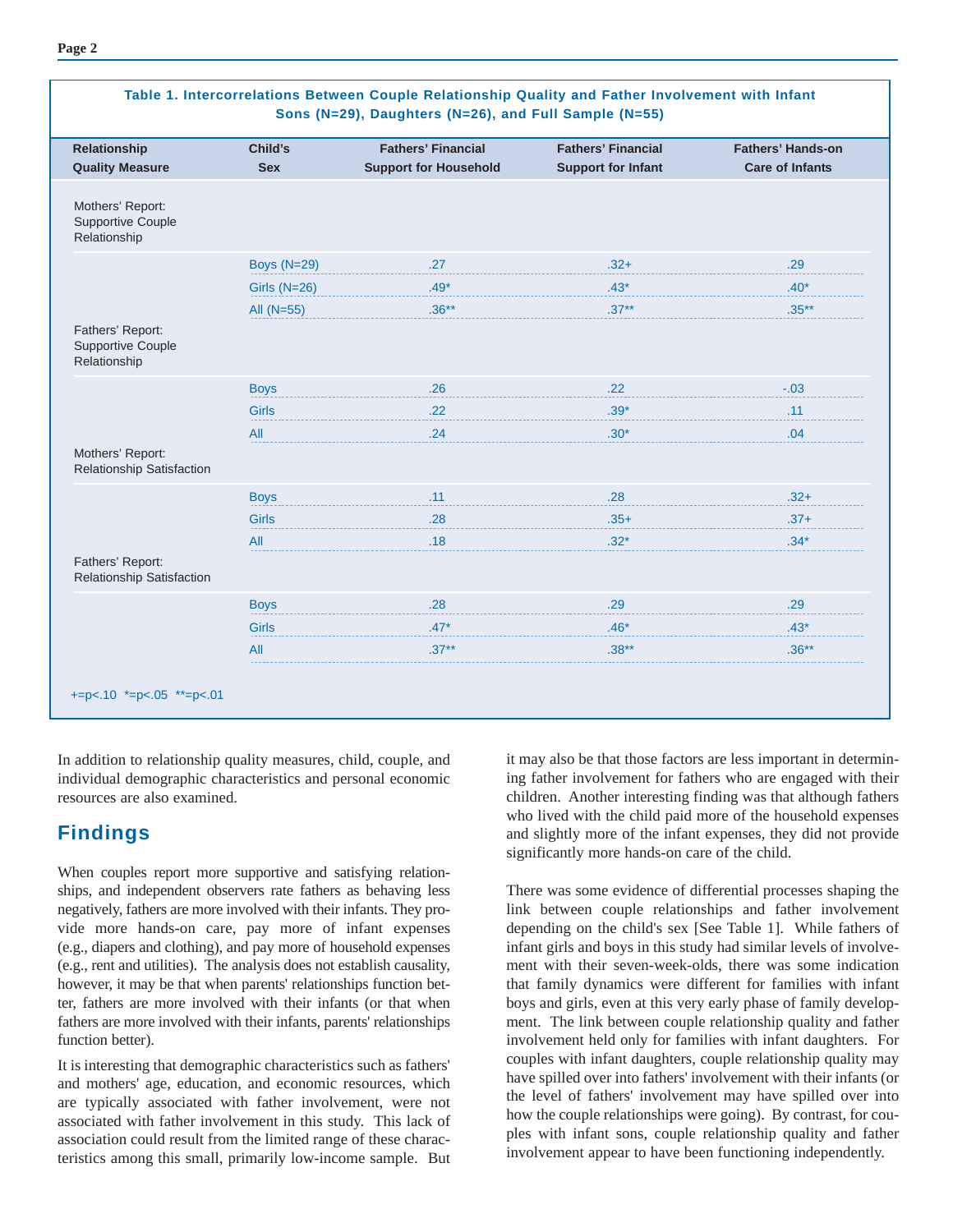**Table 1. Intercorrelations Between Couple Relationship Quality and Father Involvement with Infant Sons (N=29), Daughters (N=26), and Full Sample (N=55)**

| Relationship Quality Measure | Child's Sex | Fathers' Financial Support for Household | Fathers' Financial Support for Infant | Fathers' Hands-on Care of Infants |
|---|---|---|---|---|
| Mothers' Report: Supportive Couple Relationship | | | | |
| | Boys (N=29) | .27 | .32+ | .29 |
| | Girls (N=26) | .49* | .43* | .40* |
| | All (N=55) | .36** | .37** | .35** |
| Fathers' Report: Supportive Couple Relationship | | | | |
| | Boys | .26 | .22 | -.03 |
| | Girls | .22 | .39* | .11 |
| | All | .24 | .30* | .04 |
| Mothers' Report: Relationship Satisfaction | | | | |
| | Boys | .11 | .28 | .32+ |
| | Girls | .28 | .35+ | .37+ |
| | All | .18 | .32* | .34* |
| Fathers' Report: Relationship Satisfaction | | | | |
| | Boys | .28 | .29 | .29 |
| | Girls | .47* | .46* | .43* |
| | All | .37** | .38** | .36** |

+=p<.10 *=p<.05 **=p<.01

In addition to relationship quality measures, child, couple, and individual demographic characteristics and personal economic resources are also examined.

## Findings

When couples report more supportive and satisfying relationships, and independent observers rate fathers as behaving less negatively, fathers are more involved with their infants. They provide more hands-on care, pay more of infant expenses (e.g., diapers and clothing), and pay more of household expenses (e.g., rent and utilities). The analysis does not establish causality, however, it may be that when parents' relationships function better, fathers are more involved with their infants (or that when fathers are more involved with their infants, parents' relationships function better).

It is interesting that demographic characteristics such as fathers' and mothers' age, education, and economic resources, which are typically associated with father involvement, were not associated with father involvement in this study. This lack of association could result from the limited range of these characteristics among this small, primarily low-income sample. But it may also be that those factors are less important in determining father involvement for fathers who are engaged with their children. Another interesting finding was that although fathers who lived with the child paid more of the household expenses and slightly more of the infant expenses, they did not provide significantly more hands-on care of the child.

There was some evidence of differential processes shaping the link between couple relationships and father involvement depending on the child's sex [See Table 1]. While fathers of infant girls and boys in this study had similar levels of involvement with their seven-week-olds, there was some indication that family dynamics were different for families with infant boys and girls, even at this very early phase of family development. The link between couple relationship quality and father involvement held only for families with infant daughters. For couples with infant daughters, couple relationship quality may have spilled over into fathers' involvement with their infants (or the level of fathers' involvement may have spilled over into how the couple relationships were going). By contrast, for couples with infant sons, couple relationship quality and father involvement appear to have been functioning independently.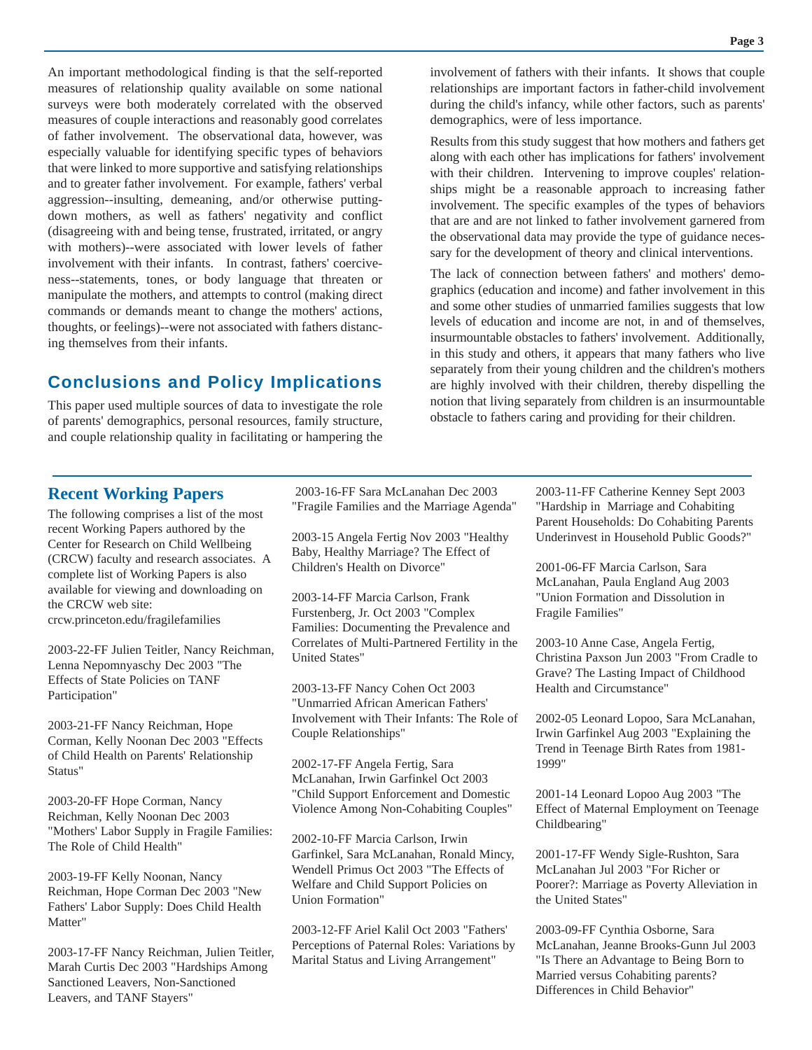An important methodological finding is that the self-reported measures of relationship quality available on some national surveys were both moderately correlated with the observed measures of couple interactions and reasonably good correlates of father involvement. The observational data, however, was especially valuable for identifying specific types of behaviors that were linked to more supportive and satisfying relationships and to greater father involvement. For example, fathers' verbal aggression--insulting, demeaning, and/or otherwise putting-down mothers, as well as fathers' negativity and conflict (disagreeing with and being tense, frustrated, irritated, or angry with mothers)--were associated with lower levels of father involvement with their infants. In contrast, fathers' coerciveness--statements, tones, or body language that threaten or manipulate the mothers, and attempts to control (making direct commands or demands meant to change the mothers' actions, thoughts, or feelings)--were not associated with fathers distancing themselves from their infants.

## Conclusions and Policy Implications

This paper used multiple sources of data to investigate the role of parents' demographics, personal resources, family structure, and couple relationship quality in facilitating or hampering the involvement of fathers with their infants. It shows that couple relationships are important factors in father-child involvement during the child's infancy, while other factors, such as parents' demographics, were of less importance.

Results from this study suggest that how mothers and fathers get along with each other has implications for fathers' involvement with their children. Intervening to improve couples' relationships might be a reasonable approach to increasing father involvement. The specific examples of the types of behaviors that are and are not linked to father involvement garnered from the observational data may provide the type of guidance necessary for the development of theory and clinical interventions.

The lack of connection between fathers' and mothers' demographics (education and income) and father involvement in this and some other studies of unmarried families suggests that low levels of education and income are not, in and of themselves, insurmountable obstacles to fathers' involvement. Additionally, in this study and others, it appears that many fathers who live separately from their young children and the children's mothers are highly involved with their children, thereby dispelling the notion that living separately from children is an insurmountable obstacle to fathers caring and providing for their children.

## Recent Working Papers

The following comprises a list of the most recent Working Papers authored by the Center for Research on Child Wellbeing (CRCW) faculty and research associates. A complete list of Working Papers is also available for viewing and downloading on the CRCW web site: crcw.princeton.edu/fragilefamilies

2003-22-FF Julien Teitler, Nancy Reichman, Lenna Nepomnyaschy Dec 2003 "The Effects of State Policies on TANF Participation"

2003-21-FF Nancy Reichman, Hope Corman, Kelly Noonan Dec 2003 "Effects of Child Health on Parents' Relationship Status"

2003-20-FF Hope Corman, Nancy Reichman, Kelly Noonan Dec 2003 "Mothers' Labor Supply in Fragile Families: The Role of Child Health"

2003-19-FF Kelly Noonan, Nancy Reichman, Hope Corman Dec 2003 "New Fathers' Labor Supply: Does Child Health Matter"

2003-17-FF Nancy Reichman, Julien Teitler, Marah Curtis Dec 2003 "Hardships Among Sanctioned Leavers, Non-Sanctioned Leavers, and TANF Stayers"

2003-16-FF Sara McLanahan Dec 2003 "Fragile Families and the Marriage Agenda"

2003-15 Angela Fertig Nov 2003 "Healthy Baby, Healthy Marriage? The Effect of Children's Health on Divorce"

2003-14-FF Marcia Carlson, Frank Furstenberg, Jr. Oct 2003 "Complex Families: Documenting the Prevalence and Correlates of Multi-Partnered Fertility in the United States"

2003-13-FF Nancy Cohen Oct 2003 "Unmarried African American Fathers' Involvement with Their Infants: The Role of Couple Relationships"

2002-17-FF Angela Fertig, Sara McLanahan, Irwin Garfinkel Oct 2003 "Child Support Enforcement and Domestic Violence Among Non-Cohabiting Couples"

2002-10-FF Marcia Carlson, Irwin Garfinkel, Sara McLanahan, Ronald Mincy, Wendell Primus Oct 2003 "The Effects of Welfare and Child Support Policies on Union Formation"

2003-12-FF Ariel Kalil Oct 2003 "Fathers' Perceptions of Paternal Roles: Variations by Marital Status and Living Arrangement"

2003-11-FF Catherine Kenney Sept 2003 "Hardship in Marriage and Cohabiting Parent Households: Do Cohabiting Parents Underinvest in Household Public Goods?"

2001-06-FF Marcia Carlson, Sara McLanahan, Paula England Aug 2003 "Union Formation and Dissolution in Fragile Families"

2003-10 Anne Case, Angela Fertig, Christina Paxson Jun 2003 "From Cradle to Grave? The Lasting Impact of Childhood Health and Circumstance"

2002-05 Leonard Lopoo, Sara McLanahan, Irwin Garfinkel Aug 2003 "Explaining the Trend in Teenage Birth Rates from 1981-1999"

2001-14 Leonard Lopoo Aug 2003 "The Effect of Maternal Employment on Teenage Childbearing"

2001-17-FF Wendy Sigle-Rushton, Sara McLanahan Jul 2003 "For Richer or Poorer?: Marriage as Poverty Alleviation in the United States"

2003-09-FF Cynthia Osborne, Sara McLanahan, Jeanne Brooks-Gunn Jul 2003 "Is There an Advantage to Being Born to Married versus Cohabiting parents? Differences in Child Behavior"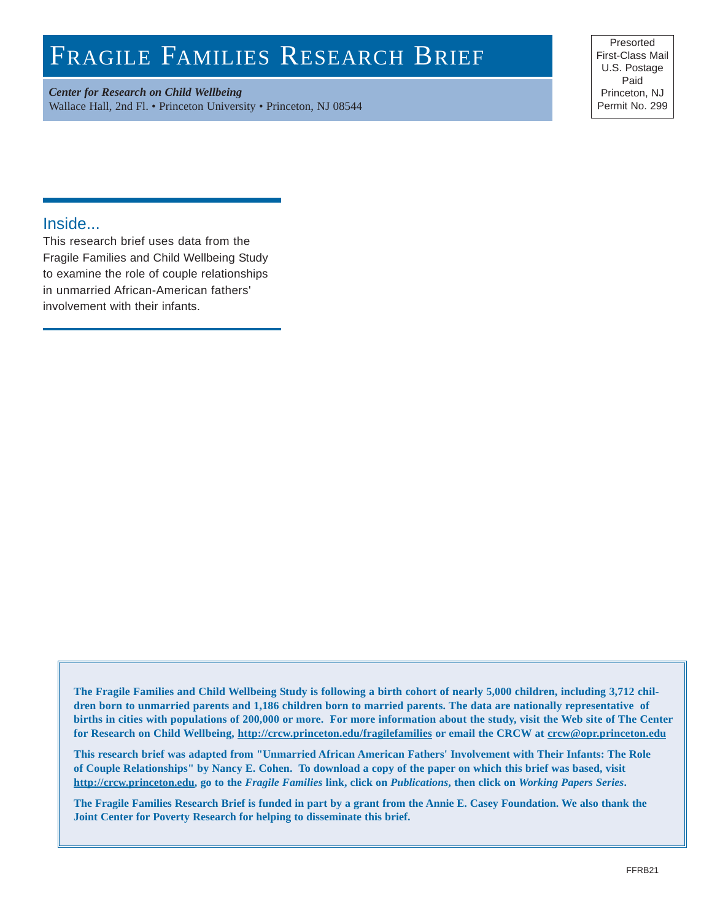# Fragile Families Research Brief

***Center for Research on Child Wellbeing***
Wallace Hall, 2nd Fl. • Princeton University • Princeton, NJ 08544

Presorted
First-Class Mail
U.S. Postage
Paid
Princeton, NJ
Permit No. 299

## Inside...

This research brief uses data from the Fragile Families and Child Wellbeing Study to examine the role of couple relationships in unmarried African-American fathers' involvement with their infants.

**The Fragile Families and Child Wellbeing Study is following a birth cohort of nearly 5,000 children, including 3,712 children born to unmarried parents and 1,186 children born to married parents. The data are nationally representative of births in cities with populations of 200,000 or more. For more information about the study, visit the Web site of The Center for Research on Child Wellbeing, http://crcw.princeton.edu/fragilefamilies or email the CRCW at crcw@opr.princeton.edu**

**This research brief was adapted from "Unmarried African American Fathers' Involvement with Their Infants: The Role of Couple Relationships" by Nancy E. Cohen. To download a copy of the paper on which this brief was based, visit http://crcw.princeton.edu, go to the *Fragile Families* link, click on *Publications*, then click on *Working Papers Series*.**

**The Fragile Families Research Brief is funded in part by a grant from the Annie E. Casey Foundation. We also thank the Joint Center for Poverty Research for helping to disseminate this brief.**

FFRB21